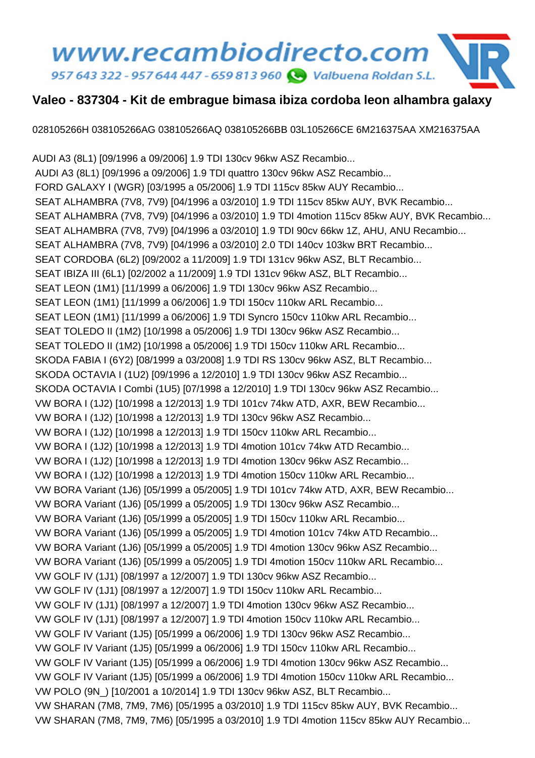www.recambiodirecto.com

957 643 322 - 957 644 447 - 659 813 960 Valbuena Roldan S.L.

# Valeo - 837304 - Kit de embrague bimasa ibiza cordoba leon alhambra galaxy

028105266H 038105266AG 038105266AQ 038105266BB 03L105266CE 6M216375AA XM216375AA

AUDI A3 (8L1) [09/1996 a 09/2006] 1.9 TDI 130cv 96kw ASZ Recambio...
AUDI A3 (8L1) [09/1996 a 09/2006] 1.9 TDI quattro 130cv 96kw ASZ Recambio...
FORD GALAXY I (WGR) [03/1995 a 05/2006] 1.9 TDI 115cv 85kw AUY Recambio...
SEAT ALHAMBRA (7V8, 7V9) [04/1996 a 03/2010] 1.9 TDI 115cv 85kw AUY, BVK Recambio...
SEAT ALHAMBRA (7V8, 7V9) [04/1996 a 03/2010] 1.9 TDI 4motion 115cv 85kw AUY, BVK Recambio...
SEAT ALHAMBRA (7V8, 7V9) [04/1996 a 03/2010] 1.9 TDI 90cv 66kw 1Z, AHU, ANU Recambio...
SEAT ALHAMBRA (7V8, 7V9) [04/1996 a 03/2010] 2.0 TDI 140cv 103kw BRT Recambio...
SEAT CORDOBA (6L2) [09/2002 a 11/2009] 1.9 TDI 131cv 96kw ASZ, BLT Recambio...
SEAT IBIZA III (6L1) [02/2002 a 11/2009] 1.9 TDI 131cv 96kw ASZ, BLT Recambio...
SEAT LEON (1M1) [11/1999 a 06/2006] 1.9 TDI 130cv 96kw ASZ Recambio...
SEAT LEON (1M1) [11/1999 a 06/2006] 1.9 TDI 150cv 110kw ARL Recambio...
SEAT LEON (1M1) [11/1999 a 06/2006] 1.9 TDI Syncro 150cv 110kw ARL Recambio...
SEAT TOLEDO II (1M2) [10/1998 a 05/2006] 1.9 TDI 130cv 96kw ASZ Recambio...
SEAT TOLEDO II (1M2) [10/1998 a 05/2006] 1.9 TDI 150cv 110kw ARL Recambio...
SKODA FABIA I (6Y2) [08/1999 a 03/2008] 1.9 TDI RS 130cv 96kw ASZ, BLT Recambio...
SKODA OCTAVIA I (1U2) [09/1996 a 12/2010] 1.9 TDI 130cv 96kw ASZ Recambio...
SKODA OCTAVIA I Combi (1U5) [07/1998 a 12/2010] 1.9 TDI 130cv 96kw ASZ Recambio...
VW BORA I (1J2) [10/1998 a 12/2013] 1.9 TDI 101cv 74kw ATD, AXR, BEW Recambio...
VW BORA I (1J2) [10/1998 a 12/2013] 1.9 TDI 130cv 96kw ASZ Recambio...
VW BORA I (1J2) [10/1998 a 12/2013] 1.9 TDI 150cv 110kw ARL Recambio...
VW BORA I (1J2) [10/1998 a 12/2013] 1.9 TDI 4motion 101cv 74kw ATD Recambio...
VW BORA I (1J2) [10/1998 a 12/2013] 1.9 TDI 4motion 130cv 96kw ASZ Recambio...
VW BORA I (1J2) [10/1998 a 12/2013] 1.9 TDI 4motion 150cv 110kw ARL Recambio...
VW BORA Variant (1J6) [05/1999 a 05/2005] 1.9 TDI 101cv 74kw ATD, AXR, BEW Recambio...
VW BORA Variant (1J6) [05/1999 a 05/2005] 1.9 TDI 130cv 96kw ASZ Recambio...
VW BORA Variant (1J6) [05/1999 a 05/2005] 1.9 TDI 150cv 110kw ARL Recambio...
VW BORA Variant (1J6) [05/1999 a 05/2005] 1.9 TDI 4motion 101cv 74kw ATD Recambio...
VW BORA Variant (1J6) [05/1999 a 05/2005] 1.9 TDI 4motion 130cv 96kw ASZ Recambio...
VW BORA Variant (1J6) [05/1999 a 05/2005] 1.9 TDI 4motion 150cv 110kw ARL Recambio...
VW GOLF IV (1J1) [08/1997 a 12/2007] 1.9 TDI 130cv 96kw ASZ Recambio...
VW GOLF IV (1J1) [08/1997 a 12/2007] 1.9 TDI 150cv 110kw ARL Recambio...
VW GOLF IV (1J1) [08/1997 a 12/2007] 1.9 TDI 4motion 130cv 96kw ASZ Recambio...
VW GOLF IV (1J1) [08/1997 a 12/2007] 1.9 TDI 4motion 150cv 110kw ARL Recambio...
VW GOLF IV Variant (1J5) [05/1999 a 06/2006] 1.9 TDI 130cv 96kw ASZ Recambio...
VW GOLF IV Variant (1J5) [05/1999 a 06/2006] 1.9 TDI 150cv 110kw ARL Recambio...
VW GOLF IV Variant (1J5) [05/1999 a 06/2006] 1.9 TDI 4motion 130cv 96kw ASZ Recambio...
VW GOLF IV Variant (1J5) [05/1999 a 06/2006] 1.9 TDI 4motion 150cv 110kw ARL Recambio...
VW POLO (9N_) [10/2001 a 10/2014] 1.9 TDI 130cv 96kw ASZ, BLT Recambio...
VW SHARAN (7M8, 7M9, 7M6) [05/1995 a 03/2010] 1.9 TDI 115cv 85kw AUY, BVK Recambio...
VW SHARAN (7M8, 7M9, 7M6) [05/1995 a 03/2010] 1.9 TDI 4motion 115cv 85kw AUY Recambio...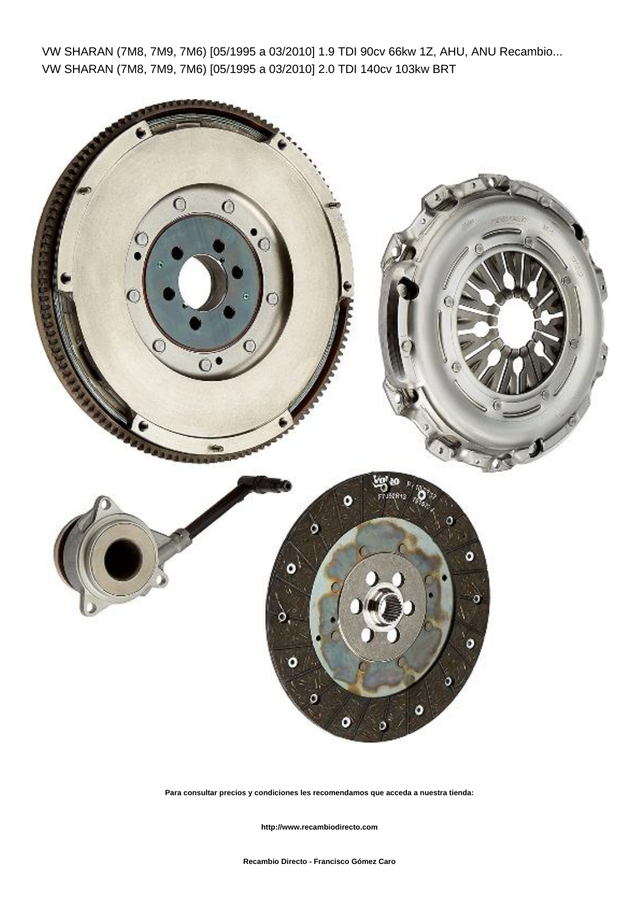VW SHARAN (7M8, 7M9, 7M6) [05/1995 a 03/2010] 1.9 TDI 90cv 66kw 1Z, AHU, ANU Recambio...
VW SHARAN (7M8, 7M9, 7M6) [05/1995 a 03/2010] 2.0 TDI 140cv 103kw BRT

**Para consultar precios y condiciones les recomendamos que acceda a nuestra tienda:**

**http://www.recambiodirecto.com**

**Recambio Directo - Francisco Gómez Caro**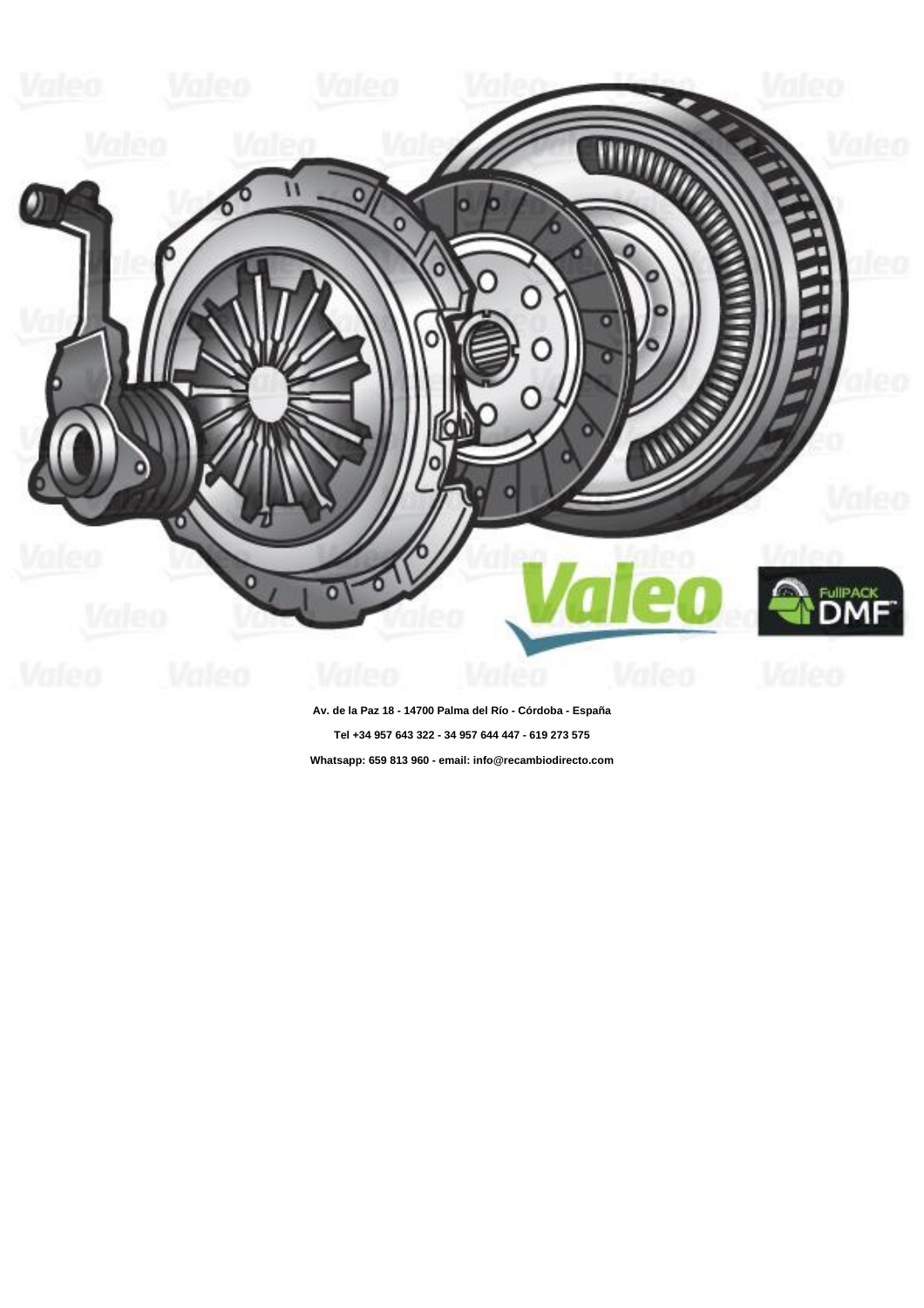Av. de la Paz 18 - 14700 Palma del Río - Córdoba - España

Tel +34 957 643 322 - 34 957 644 447 - 619 273 575

Whatsapp: 659 813 960 - email: info@recambiodirecto.com